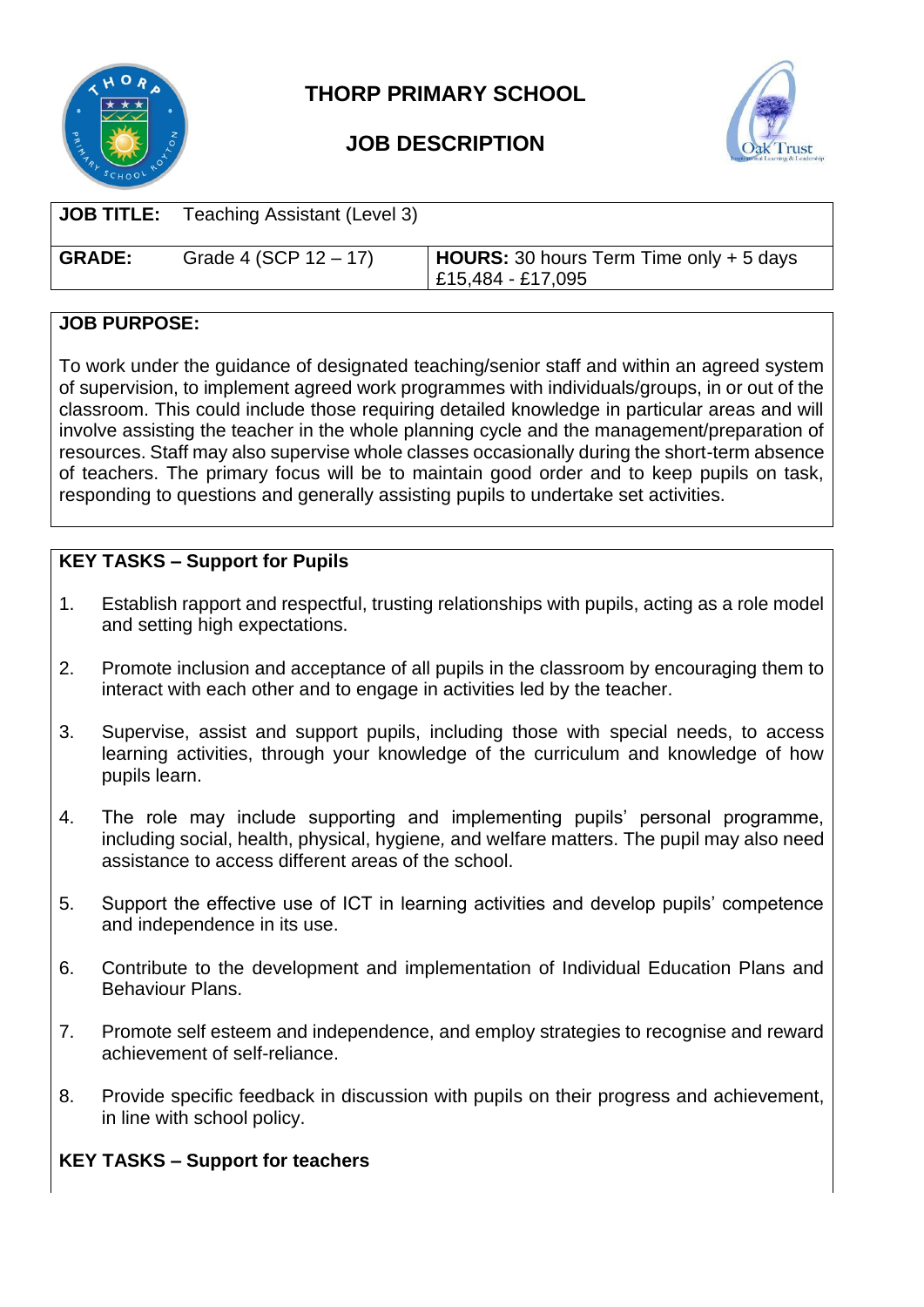# THORP PRIMARY SCHOOL

## JOB DESCRIPTION

| **JOB TITLE:** | Teaching Assistant (Level 3) | |
|---|---|---|
| **GRADE:** | Grade 4 (SCP 12 – 17) | **HOURS:** 30 hours Term Time only + 5 days £15,484 - £17,095 |

**JOB PURPOSE:**

To work under the guidance of designated teaching/senior staff and within an agreed system of supervision, to implement agreed work programmes with individuals/groups, in or out of the classroom. This could include those requiring detailed knowledge in particular areas and will involve assisting the teacher in the whole planning cycle and the management/preparation of resources. Staff may also supervise whole classes occasionally during the short-term absence of teachers. The primary focus will be to maintain good order and to keep pupils on task, responding to questions and generally assisting pupils to undertake set activities.

**KEY TASKS – Support for Pupils**

1. Establish rapport and respectful, trusting relationships with pupils, acting as a role model and setting high expectations.

2. Promote inclusion and acceptance of all pupils in the classroom by encouraging them to interact with each other and to engage in activities led by the teacher.

3. Supervise, assist and support pupils, including those with special needs, to access learning activities, through your knowledge of the curriculum and knowledge of how pupils learn.

4. The role may include supporting and implementing pupils' personal programme, including social, health, physical, hygiene, and welfare matters. The pupil may also need assistance to access different areas of the school.

5. Support the effective use of ICT in learning activities and develop pupils' competence and independence in its use.

6. Contribute to the development and implementation of Individual Education Plans and Behaviour Plans.

7. Promote self esteem and independence, and employ strategies to recognise and reward achievement of self-reliance.

8. Provide specific feedback in discussion with pupils on their progress and achievement, in line with school policy.

**KEY TASKS – Support for teachers**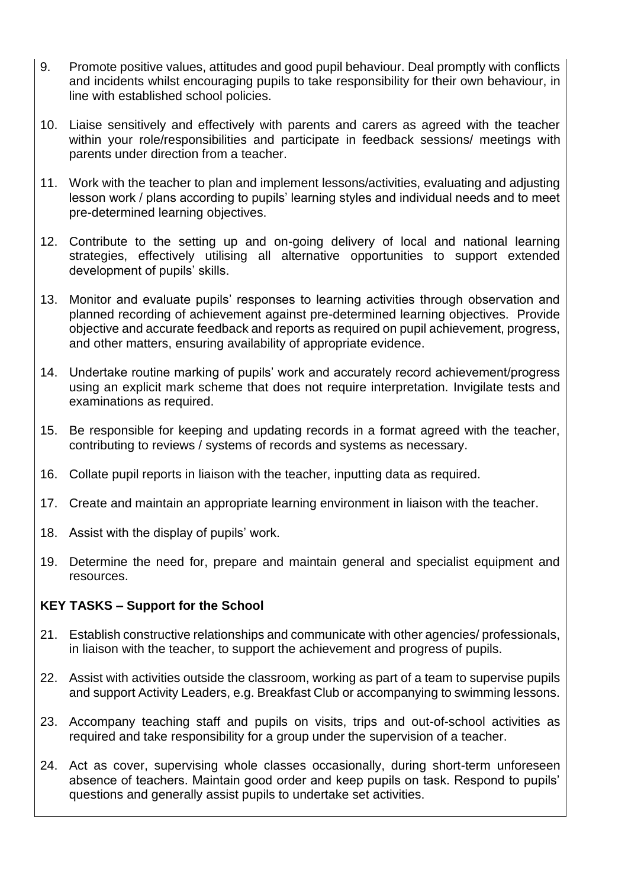9. Promote positive values, attitudes and good pupil behaviour. Deal promptly with conflicts and incidents whilst encouraging pupils to take responsibility for their own behaviour, in line with established school policies.

10. Liaise sensitively and effectively with parents and carers as agreed with the teacher within your role/responsibilities and participate in feedback sessions/ meetings with parents under direction from a teacher.

11. Work with the teacher to plan and implement lessons/activities, evaluating and adjusting lesson work / plans according to pupils' learning styles and individual needs and to meet pre-determined learning objectives.

12. Contribute to the setting up and on-going delivery of local and national learning strategies, effectively utilising all alternative opportunities to support extended development of pupils' skills.

13. Monitor and evaluate pupils' responses to learning activities through observation and planned recording of achievement against pre-determined learning objectives. Provide objective and accurate feedback and reports as required on pupil achievement, progress, and other matters, ensuring availability of appropriate evidence.

14. Undertake routine marking of pupils' work and accurately record achievement/progress using an explicit mark scheme that does not require interpretation. Invigilate tests and examinations as required.

15. Be responsible for keeping and updating records in a format agreed with the teacher, contributing to reviews / systems of records and systems as necessary.

16. Collate pupil reports in liaison with the teacher, inputting data as required.

17. Create and maintain an appropriate learning environment in liaison with the teacher.

18. Assist with the display of pupils' work.

19. Determine the need for, prepare and maintain general and specialist equipment and resources.

**KEY TASKS – Support for the School**

21. Establish constructive relationships and communicate with other agencies/ professionals, in liaison with the teacher, to support the achievement and progress of pupils.

22. Assist with activities outside the classroom, working as part of a team to supervise pupils and support Activity Leaders, e.g. Breakfast Club or accompanying to swimming lessons.

23. Accompany teaching staff and pupils on visits, trips and out-of-school activities as required and take responsibility for a group under the supervision of a teacher.

24. Act as cover, supervising whole classes occasionally, during short-term unforeseen absence of teachers. Maintain good order and keep pupils on task. Respond to pupils' questions and generally assist pupils to undertake set activities.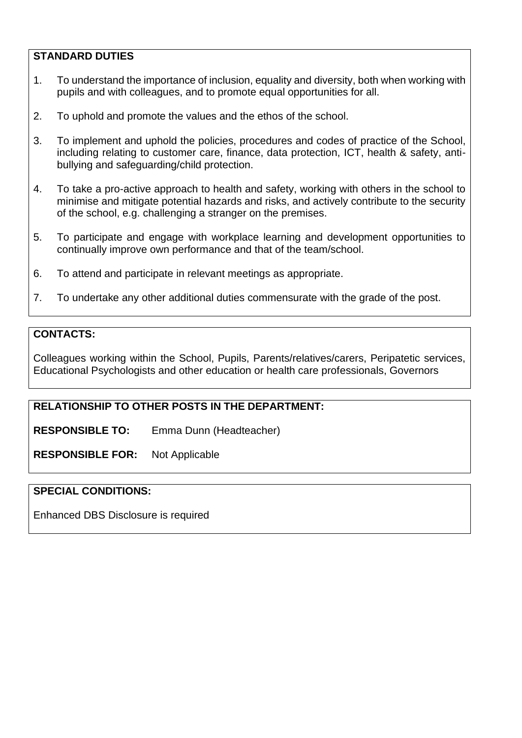## STANDARD DUTIES

1. To understand the importance of inclusion, equality and diversity, both when working with pupils and with colleagues, and to promote equal opportunities for all.

2. To uphold and promote the values and the ethos of the school.

3. To implement and uphold the policies, procedures and codes of practice of the School, including relating to customer care, finance, data protection, ICT, health & safety, anti-bullying and safeguarding/child protection.

4. To take a pro-active approach to health and safety, working with others in the school to minimise and mitigate potential hazards and risks, and actively contribute to the security of the school, e.g. challenging a stranger on the premises.

5. To participate and engage with workplace learning and development opportunities to continually improve own performance and that of the team/school.

6. To attend and participate in relevant meetings as appropriate.

7. To undertake any other additional duties commensurate with the grade of the post.

## CONTACTS:

Colleagues working within the School, Pupils, Parents/relatives/carers, Peripatetic services, Educational Psychologists and other education or health care professionals, Governors

## RELATIONSHIP TO OTHER POSTS IN THE DEPARTMENT:

**RESPONSIBLE TO:** Emma Dunn (Headteacher)

**RESPONSIBLE FOR:** Not Applicable

## SPECIAL CONDITIONS:

Enhanced DBS Disclosure is required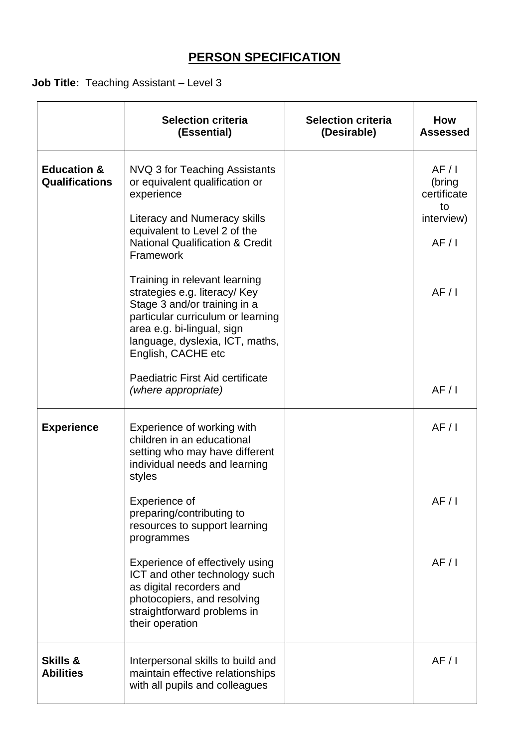# PERSON SPECIFICATION

**Job Title:** Teaching Assistant – Level 3

| | Selection criteria (Essential) | Selection criteria (Desirable) | How Assessed |
|---|---|---|---|
| **Education & Qualifications** | NVQ 3 for Teaching Assistants or equivalent qualification or experience | | AF / I (bring certificate to interview) |
| | Literacy and Numeracy skills equivalent to Level 2 of the National Qualification & Credit Framework | | AF / I |
| | Training in relevant learning strategies e.g. literacy/ Key Stage 3 and/or training in a particular curriculum or learning area e.g. bi-lingual, sign language, dyslexia, ICT, maths, English, CACHE etc | | AF / I |
| | Paediatric First Aid certificate *(where appropriate)* | | AF / I |
| **Experience** | Experience of working with children in an educational setting who may have different individual needs and learning styles | | AF / I |
| | Experience of preparing/contributing to resources to support learning programmes | | AF / I |
| | Experience of effectively using ICT and other technology such as digital recorders and photocopiers, and resolving straightforward problems in their operation | | AF / I |
| **Skills & Abilities** | Interpersonal skills to build and maintain effective relationships with all pupils and colleagues | | AF / I |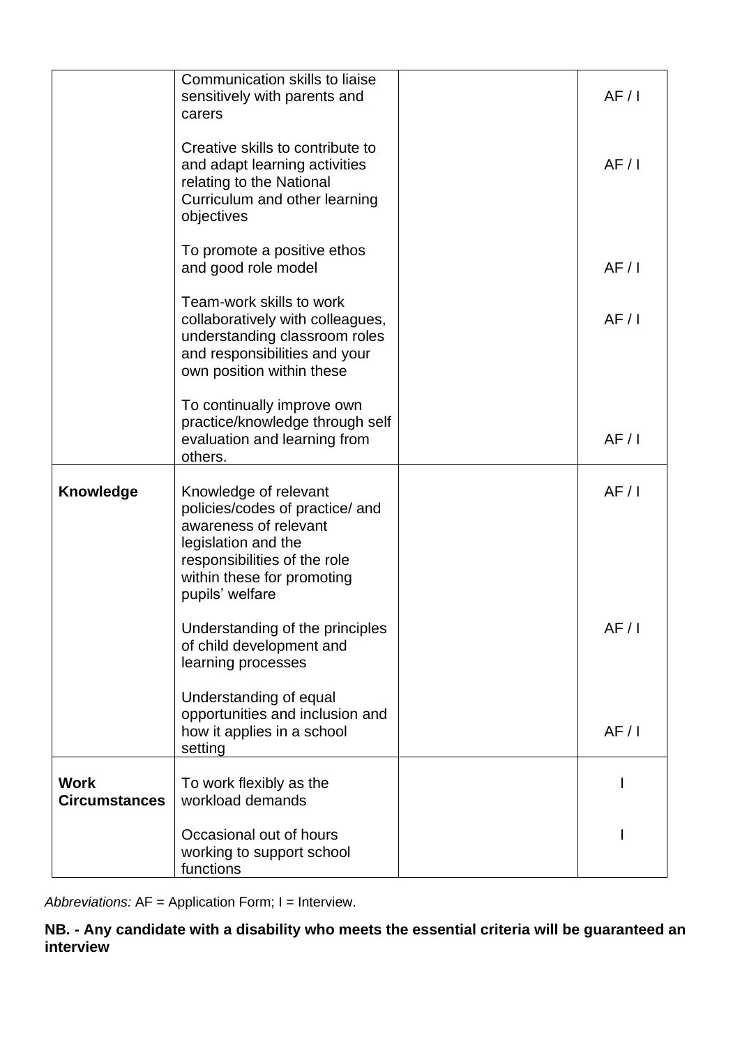| | | | |
|---|---|---|---|
| | Communication skills to liaise sensitively with parents and carers | | AF / I |
| | Creative skills to contribute to and adapt learning activities relating to the National Curriculum and other learning objectives | | AF / I |
| | To promote a positive ethos and good role model | | AF / I |
| | Team-work skills to work collaboratively with colleagues, understanding classroom roles and responsibilities and your own position within these | | AF / I |
| | To continually improve own practice/knowledge through self evaluation and learning from others. | | AF / I |
| **Knowledge** | Knowledge of relevant policies/codes of practice/ and awareness of relevant legislation and the responsibilities of the role within these for promoting pupils' welfare | | AF / I |
| | Understanding of the principles of child development and learning processes | | AF / I |
| | Understanding of equal opportunities and inclusion and how it applies in a school setting | | AF / I |
| **Work Circumstances** | To work flexibly as the workload demands | | I |
| | Occasional out of hours working to support school functions | | I |

*Abbreviations:* AF = Application Form; I = Interview.

**NB. - Any candidate with a disability who meets the essential criteria will be guaranteed an interview**